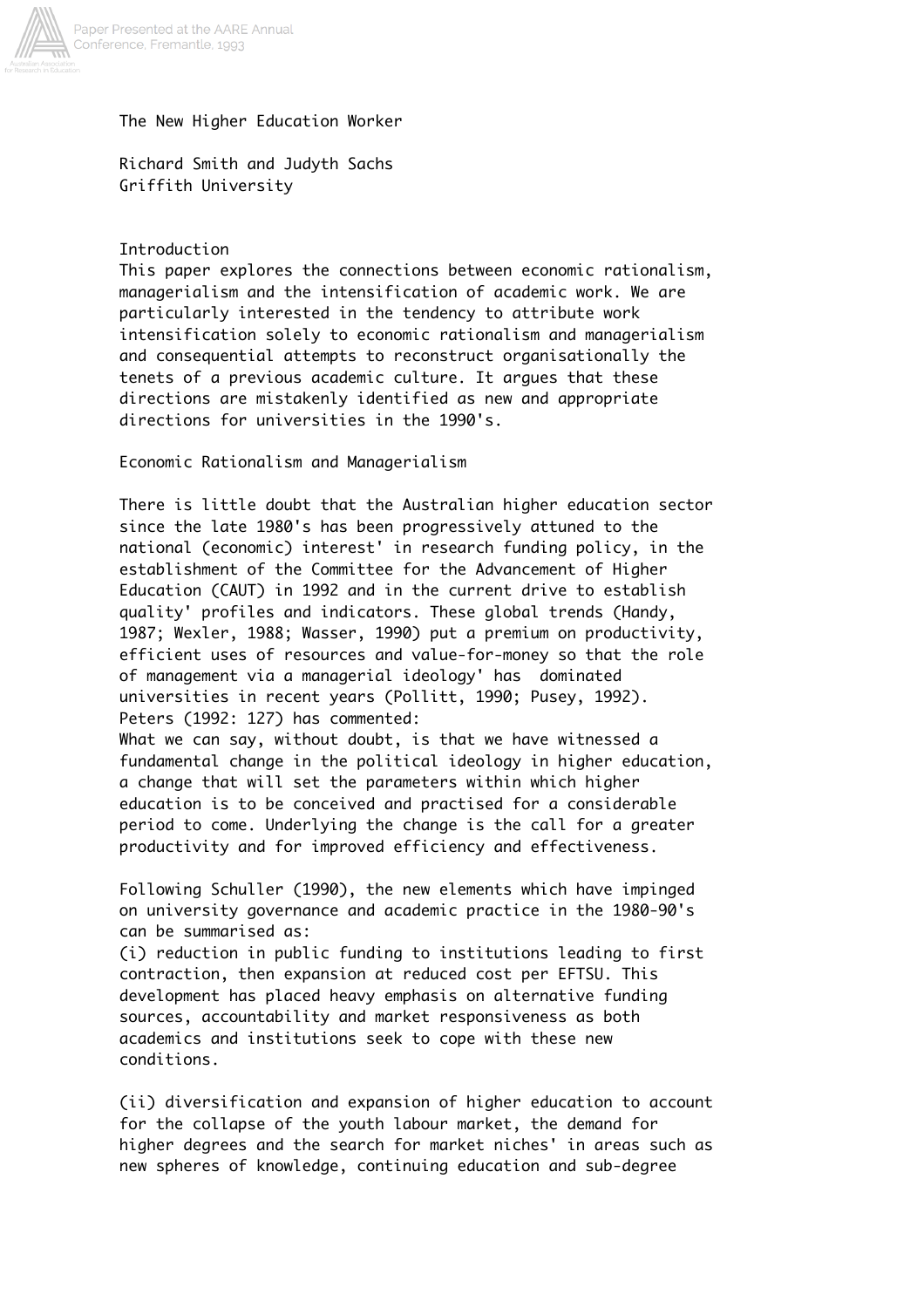# The New Higher Education Worker

Richard Smith and Judyth Sachs
Griffith University

## Introduction

This paper explores the connections between economic rationalism, managerialism and the intensification of academic work. We are particularly interested in the tendency to attribute work intensification solely to economic rationalism and managerialism and consequential attempts to reconstruct organisationally the tenets of a previous academic culture. It argues that these directions are mistakenly identified as new and appropriate directions for universities in the 1990's.

## Economic Rationalism and Managerialism

There is little doubt that the Australian higher education sector since the late 1980's has been progressively attuned to the national (economic) interest' in research funding policy, in the establishment of the Committee for the Advancement of Higher Education (CAUT) in 1992 and in the current drive to establish quality' profiles and indicators. These global trends (Handy, 1987; Wexler, 1988; Wasser, 1990) put a premium on productivity, efficient uses of resources and value-for-money so that the role of management via a managerial ideology' has dominated universities in recent years (Pollitt, 1990; Pusey, 1992). Peters (1992: 127) has commented:

> What we can say, without doubt, is that we have witnessed a fundamental change in the political ideology in higher education, a change that will set the parameters within which higher education is to be conceived and practised for a considerable period to come. Underlying the change is the call for a greater productivity and for improved efficiency and effectiveness.

Following Schuller (1990), the new elements which have impinged on university governance and academic practice in the 1980-90's can be summarised as:

(i) reduction in public funding to institutions leading to first contraction, then expansion at reduced cost per EFTSU. This development has placed heavy emphasis on alternative funding sources, accountability and market responsiveness as both academics and institutions seek to cope with these new conditions.

(ii) diversification and expansion of higher education to account for the collapse of the youth labour market, the demand for higher degrees and the search for market niches' in areas such as new spheres of knowledge, continuing education and sub-degree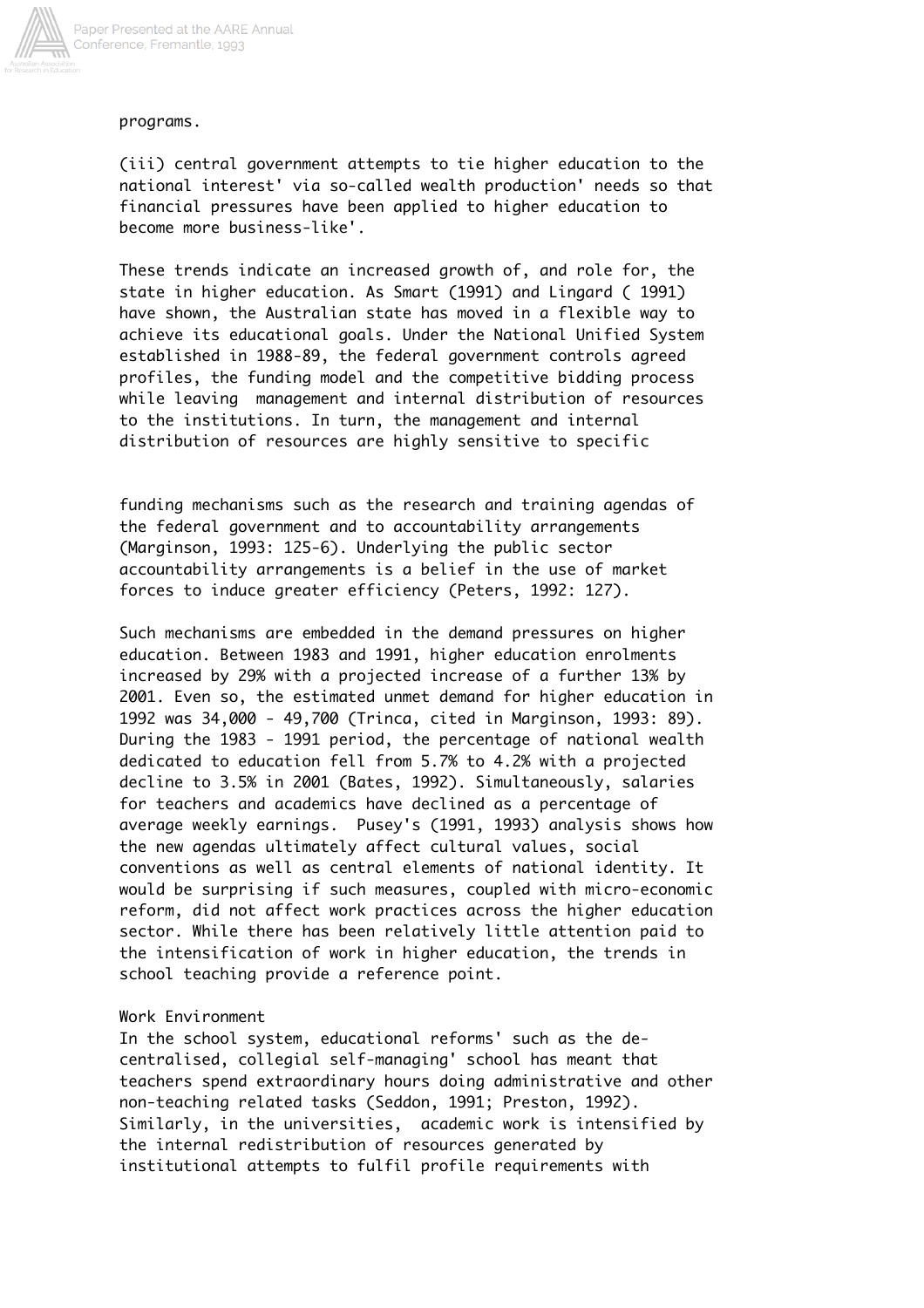programs.

(iii) central government attempts to tie higher education to the national interest' via so-called wealth production' needs so that financial pressures have been applied to higher education to become more business-like'.

These trends indicate an increased growth of, and role for, the state in higher education. As Smart (1991) and Lingard ( 1991) have shown, the Australian state has moved in a flexible way to achieve its educational goals. Under the National Unified System established in 1988-89, the federal government controls agreed profiles, the funding model and the competitive bidding process while leaving management and internal distribution of resources to the institutions. In turn, the management and internal distribution of resources are highly sensitive to specific funding mechanisms such as the research and training agendas of the federal government and to accountability arrangements (Marginson, 1993: 125-6). Underlying the public sector accountability arrangements is a belief in the use of market forces to induce greater efficiency (Peters, 1992: 127).

Such mechanisms are embedded in the demand pressures on higher education. Between 1983 and 1991, higher education enrolments increased by 29% with a projected increase of a further 13% by 2001. Even so, the estimated unmet demand for higher education in 1992 was 34,000 - 49,700 (Trinca, cited in Marginson, 1993: 89). During the 1983 - 1991 period, the percentage of national wealth dedicated to education fell from 5.7% to 4.2% with a projected decline to 3.5% in 2001 (Bates, 1992). Simultaneously, salaries for teachers and academics have declined as a percentage of average weekly earnings. Pusey's (1991, 1993) analysis shows how the new agendas ultimately affect cultural values, social conventions as well as central elements of national identity. It would be surprising if such measures, coupled with micro-economic reform, did not affect work practices across the higher education sector. While there has been relatively little attention paid to the intensification of work in higher education, the trends in school teaching provide a reference point.

## Work Environment

In the school system, educational reforms' such as the de-centralised, collegial self-managing' school has meant that teachers spend extraordinary hours doing administrative and other non-teaching related tasks (Seddon, 1991; Preston, 1992). Similarly, in the universities, academic work is intensified by the internal redistribution of resources generated by institutional attempts to fulfil profile requirements with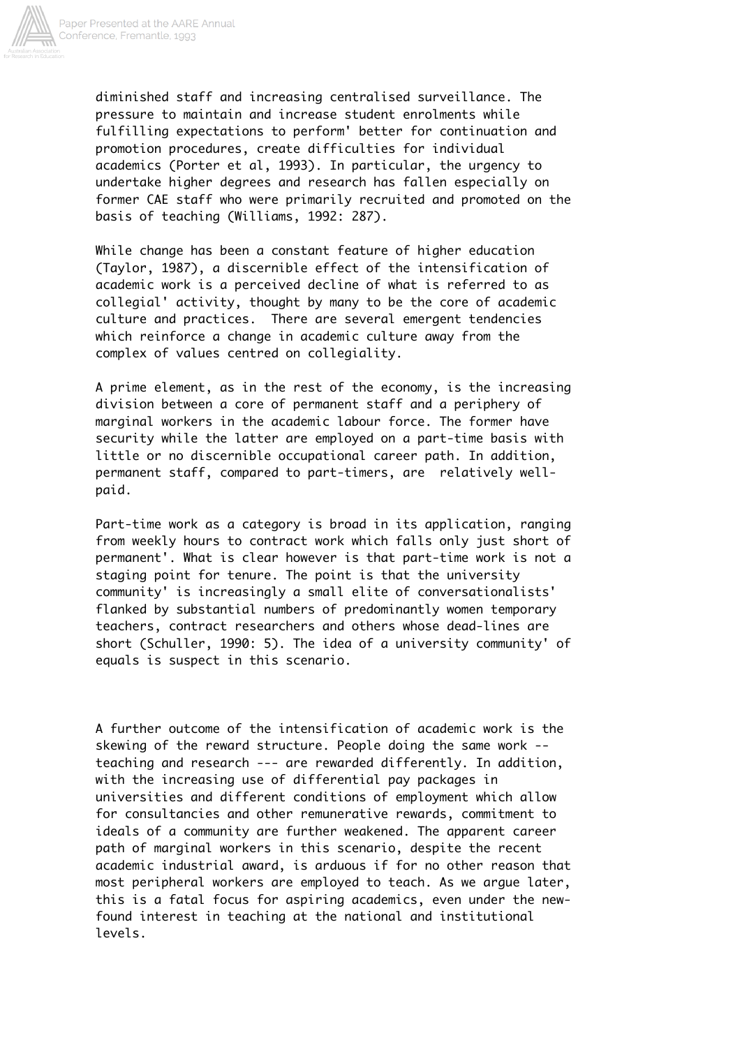diminished staff and increasing centralised surveillance. The pressure to maintain and increase student enrolments while fulfilling expectations to perform' better for continuation and promotion procedures, create difficulties for individual academics (Porter et al, 1993). In particular, the urgency to undertake higher degrees and research has fallen especially on former CAE staff who were primarily recruited and promoted on the basis of teaching (Williams, 1992: 287).

While change has been a constant feature of higher education (Taylor, 1987), a discernible effect of the intensification of academic work is a perceived decline of what is referred to as collegial' activity, thought by many to be the core of academic culture and practices. There are several emergent tendencies which reinforce a change in academic culture away from the complex of values centred on collegiality.

A prime element, as in the rest of the economy, is the increasing division between a core of permanent staff and a periphery of marginal workers in the academic labour force. The former have security while the latter are employed on a part-time basis with little or no discernible occupational career path. In addition, permanent staff, compared to part-timers, are relatively well-paid.

Part-time work as a category is broad in its application, ranging from weekly hours to contract work which falls only just short of permanent'. What is clear however is that part-time work is not a staging point for tenure. The point is that the university community' is increasingly a small elite of conversationalists' flanked by substantial numbers of predominantly women temporary teachers, contract researchers and others whose dead-lines are short (Schuller, 1990: 5). The idea of a university community' of equals is suspect in this scenario.

A further outcome of the intensification of academic work is the skewing of the reward structure. People doing the same work -- teaching and research --- are rewarded differently. In addition, with the increasing use of differential pay packages in universities and different conditions of employment which allow for consultancies and other remunerative rewards, commitment to ideals of a community are further weakened. The apparent career path of marginal workers in this scenario, despite the recent academic industrial award, is arduous if for no other reason that most peripheral workers are employed to teach. As we argue later, this is a fatal focus for aspiring academics, even under the new-found interest in teaching at the national and institutional levels.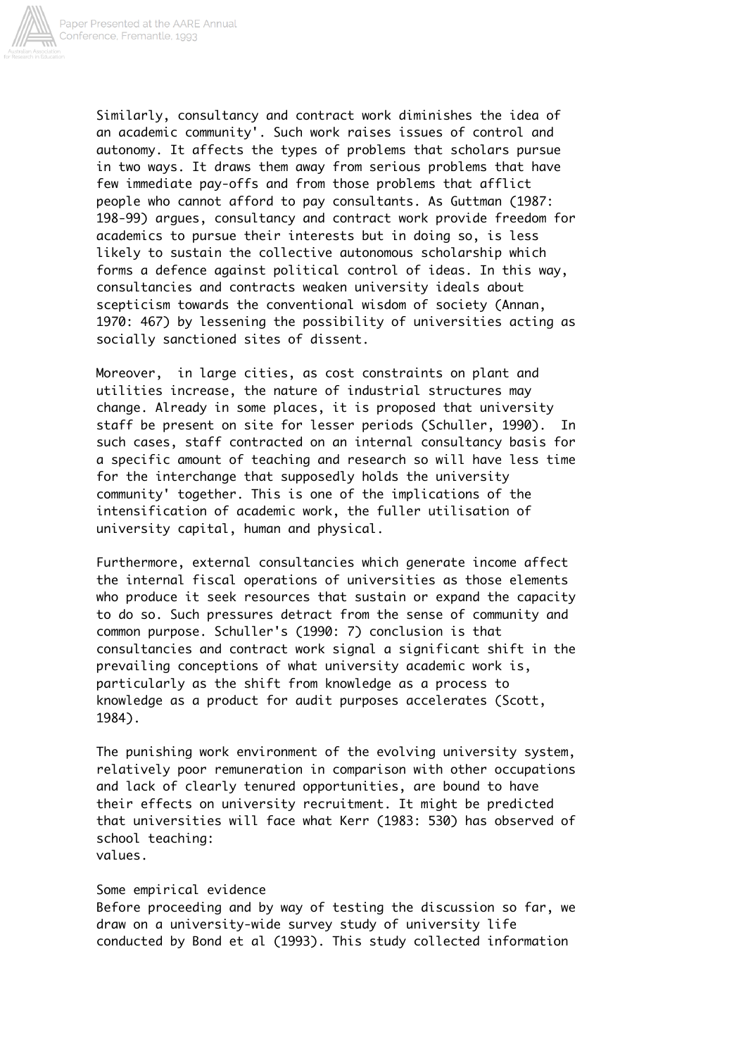Similarly, consultancy and contract work diminishes the idea of an academic community'. Such work raises issues of control and autonomy. It affects the types of problems that scholars pursue in two ways. It draws them away from serious problems that have few immediate pay-offs and from those problems that afflict people who cannot afford to pay consultants. As Guttman (1987: 198-99) argues, consultancy and contract work provide freedom for academics to pursue their interests but in doing so, is less likely to sustain the collective autonomous scholarship which forms a defence against political control of ideas. In this way, consultancies and contracts weaken university ideals about scepticism towards the conventional wisdom of society (Annan, 1970: 467) by lessening the possibility of universities acting as socially sanctioned sites of dissent.

Moreover, in large cities, as cost constraints on plant and utilities increase, the nature of industrial structures may change. Already in some places, it is proposed that university staff be present on site for lesser periods (Schuller, 1990). In such cases, staff contracted on an internal consultancy basis for a specific amount of teaching and research so will have less time for the interchange that supposedly holds the university community' together. This is one of the implications of the intensification of academic work, the fuller utilisation of university capital, human and physical.

Furthermore, external consultancies which generate income affect the internal fiscal operations of universities as those elements who produce it seek resources that sustain or expand the capacity to do so. Such pressures detract from the sense of community and common purpose. Schuller's (1990: 7) conclusion is that consultancies and contract work signal a significant shift in the prevailing conceptions of what university academic work is, particularly as the shift from knowledge as a process to knowledge as a product for audit purposes accelerates (Scott, 1984).

The punishing work environment of the evolving university system, relatively poor remuneration in comparison with other occupations and lack of clearly tenured opportunities, are bound to have their effects on university recruitment. It might be predicted that universities will face what Kerr (1983: 530) has observed of school teaching:
values.

## Some empirical evidence

Before proceeding and by way of testing the discussion so far, we draw on a university-wide survey study of university life conducted by Bond et al (1993). This study collected information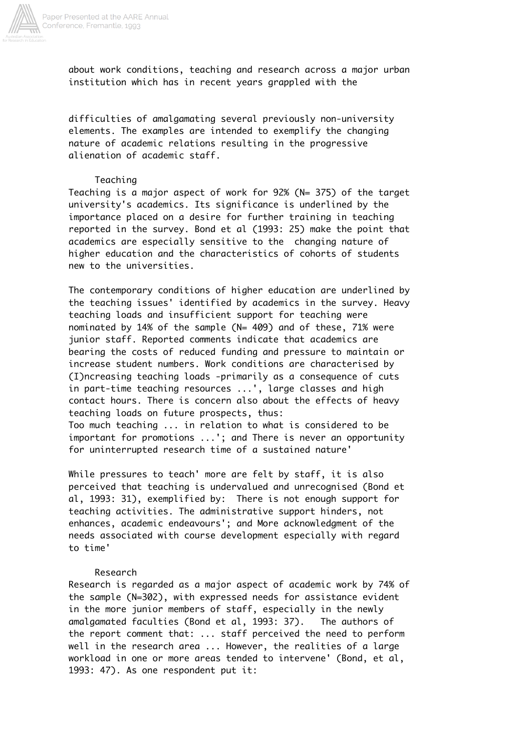about work conditions, teaching and research across a major urban institution which has in recent years grappled with the

difficulties of amalgamating several previously non-university elements. The examples are intended to exemplify the changing nature of academic relations resulting in the progressive alienation of academic staff.

### Teaching

Teaching is a major aspect of work for 92% (N= 375) of the target university's academics. Its significance is underlined by the importance placed on a desire for further training in teaching reported in the survey. Bond et al (1993: 25) make the point that academics are especially sensitive to the changing nature of higher education and the characteristics of cohorts of students new to the universities.

The contemporary conditions of higher education are underlined by the teaching issues' identified by academics in the survey. Heavy teaching loads and insufficient support for teaching were nominated by 14% of the sample (N= 409) and of these, 71% were junior staff. Reported comments indicate that academics are bearing the costs of reduced funding and pressure to maintain or increase student numbers. Work conditions are characterised by (I)ncreasing teaching loads -primarily as a consequence of cuts in part-time teaching resources ...', large classes and high contact hours. There is concern also about the effects of heavy teaching loads on future prospects, thus:

Too much teaching ... in relation to what is considered to be important for promotions ...'; and There is never an opportunity for uninterrupted research time of a sustained nature'

While pressures to teach' more are felt by staff, it is also perceived that teaching is undervalued and unrecognised (Bond et al, 1993: 31), exemplified by: There is not enough support for teaching activities. The administrative support hinders, not enhances, academic endeavours'; and More acknowledgment of the needs associated with course development especially with regard to time'

### Research

Research is regarded as a major aspect of academic work by 74% of the sample (N=302), with expressed needs for assistance evident in the more junior members of staff, especially in the newly amalgamated faculties (Bond et al, 1993: 37). The authors of the report comment that: ... staff perceived the need to perform well in the research area ... However, the realities of a large workload in one or more areas tended to intervene' (Bond, et al, 1993: 47). As one respondent put it: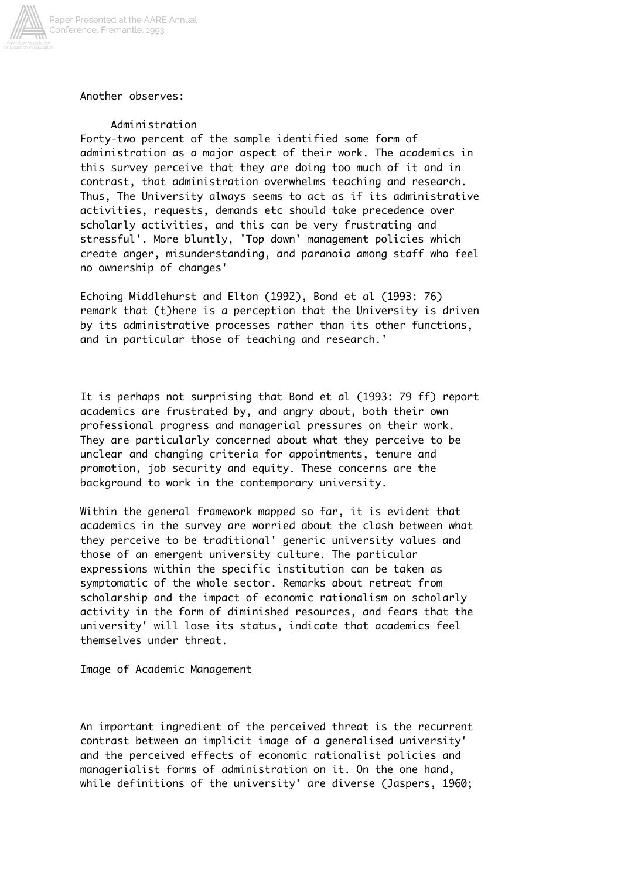Another observes:

Administration

Forty-two percent of the sample identified some form of administration as a major aspect of their work. The academics in this survey perceive that they are doing too much of it and in contrast, that administration overwhelms teaching and research. Thus, The University always seems to act as if its administrative activities, requests, demands etc should take precedence over scholarly activities, and this can be very frustrating and stressful'. More bluntly, 'Top down' management policies which create anger, misunderstanding, and paranoia among staff who feel no ownership of changes'

Echoing Middlehurst and Elton (1992), Bond et al (1993: 76) remark that (t)here is a perception that the University is driven by its administrative processes rather than its other functions, and in particular those of teaching and research.'

It is perhaps not surprising that Bond et al (1993: 79 ff) report academics are frustrated by, and angry about, both their own professional progress and managerial pressures on their work. They are particularly concerned about what they perceive to be unclear and changing criteria for appointments, tenure and promotion, job security and equity. These concerns are the background to work in the contemporary university.

Within the general framework mapped so far, it is evident that academics in the survey are worried about the clash between what they perceive to be traditional' generic university values and those of an emergent university culture. The particular expressions within the specific institution can be taken as symptomatic of the whole sector. Remarks about retreat from scholarship and the impact of economic rationalism on scholarly activity in the form of diminished resources, and fears that the university' will lose its status, indicate that academics feel themselves under threat.

## Image of Academic Management

An important ingredient of the perceived threat is the recurrent contrast between an implicit image of a generalised university' and the perceived effects of economic rationalist policies and managerialist forms of administration on it. On the one hand, while definitions of the university' are diverse (Jaspers, 1960;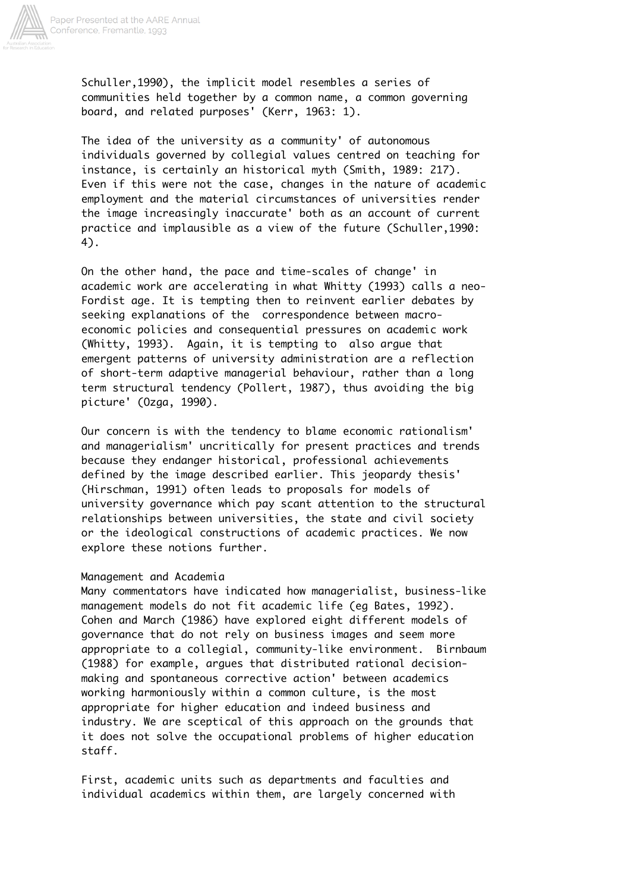Schuller,1990), the implicit model resembles a series of communities held together by a common name, a common governing board, and related purposes' (Kerr, 1963: 1).

The idea of the university as a community' of autonomous individuals governed by collegial values centred on teaching for instance, is certainly an historical myth (Smith, 1989: 217). Even if this were not the case, changes in the nature of academic employment and the material circumstances of universities render the image increasingly inaccurate' both as an account of current practice and implausible as a view of the future (Schuller,1990: 4).

On the other hand, the pace and time-scales of change' in academic work are accelerating in what Whitty (1993) calls a neo-Fordist age. It is tempting then to reinvent earlier debates by seeking explanations of the correspondence between macro-economic policies and consequential pressures on academic work (Whitty, 1993). Again, it is tempting to also argue that emergent patterns of university administration are a reflection of short-term adaptive managerial behaviour, rather than a long term structural tendency (Pollert, 1987), thus avoiding the big picture' (Ozga, 1990).

Our concern is with the tendency to blame economic rationalism' and managerialism' uncritically for present practices and trends because they endanger historical, professional achievements defined by the image described earlier. This jeopardy thesis' (Hirschman, 1991) often leads to proposals for models of university governance which pay scant attention to the structural relationships between universities, the state and civil society or the ideological constructions of academic practices. We now explore these notions further.

## Management and Academia

Many commentators have indicated how managerialist, business-like management models do not fit academic life (eg Bates, 1992). Cohen and March (1986) have explored eight different models of governance that do not rely on business images and seem more appropriate to a collegial, community-like environment. Birnbaum (1988) for example, argues that distributed rational decision-making and spontaneous corrective action' between academics working harmoniously within a common culture, is the most appropriate for higher education and indeed business and industry. We are sceptical of this approach on the grounds that it does not solve the occupational problems of higher education staff.

First, academic units such as departments and faculties and individual academics within them, are largely concerned with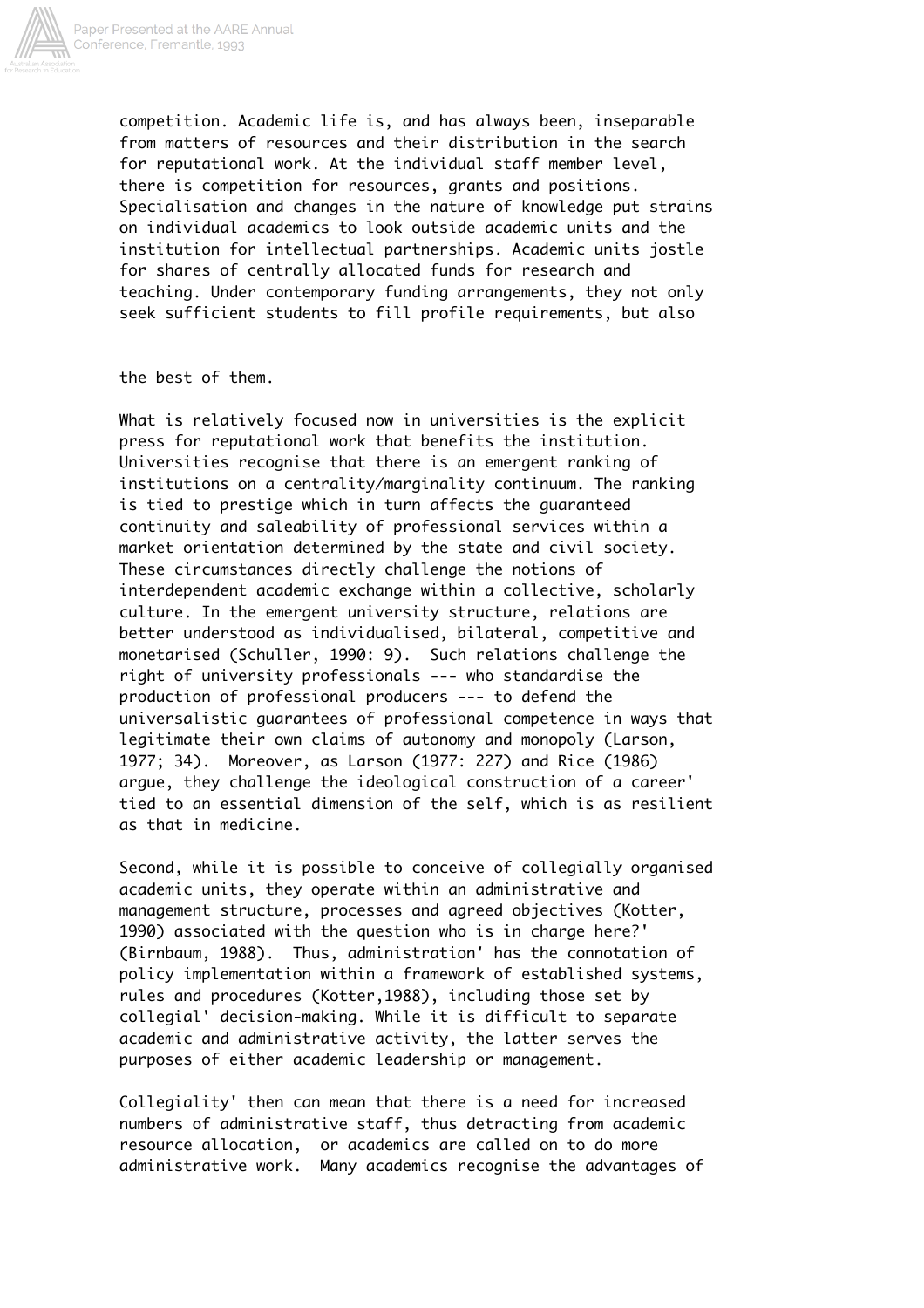competition. Academic life is, and has always been, inseparable from matters of resources and their distribution in the search for reputational work. At the individual staff member level, there is competition for resources, grants and positions. Specialisation and changes in the nature of knowledge put strains on individual academics to look outside academic units and the institution for intellectual partnerships. Academic units jostle for shares of centrally allocated funds for research and teaching. Under contemporary funding arrangements, they not only seek sufficient students to fill profile requirements, but also

the best of them.

What is relatively focused now in universities is the explicit press for reputational work that benefits the institution. Universities recognise that there is an emergent ranking of institutions on a centrality/marginality continuum. The ranking is tied to prestige which in turn affects the guaranteed continuity and saleability of professional services within a market orientation determined by the state and civil society. These circumstances directly challenge the notions of interdependent academic exchange within a collective, scholarly culture. In the emergent university structure, relations are better understood as individualised, bilateral, competitive and monetarised (Schuller, 1990: 9). Such relations challenge the right of university professionals --- who standardise the production of professional producers --- to defend the universalistic guarantees of professional competence in ways that legitimate their own claims of autonomy and monopoly (Larson, 1977; 34). Moreover, as Larson (1977: 227) and Rice (1986) argue, they challenge the ideological construction of a career' tied to an essential dimension of the self, which is as resilient as that in medicine.

Second, while it is possible to conceive of collegially organised academic units, they operate within an administrative and management structure, processes and agreed objectives (Kotter, 1990) associated with the question who is in charge here?' (Birnbaum, 1988). Thus, administration' has the connotation of policy implementation within a framework of established systems, rules and procedures (Kotter,1988), including those set by collegial' decision-making. While it is difficult to separate academic and administrative activity, the latter serves the purposes of either academic leadership or management.

Collegiality' then can mean that there is a need for increased numbers of administrative staff, thus detracting from academic resource allocation, or academics are called on to do more administrative work. Many academics recognise the advantages of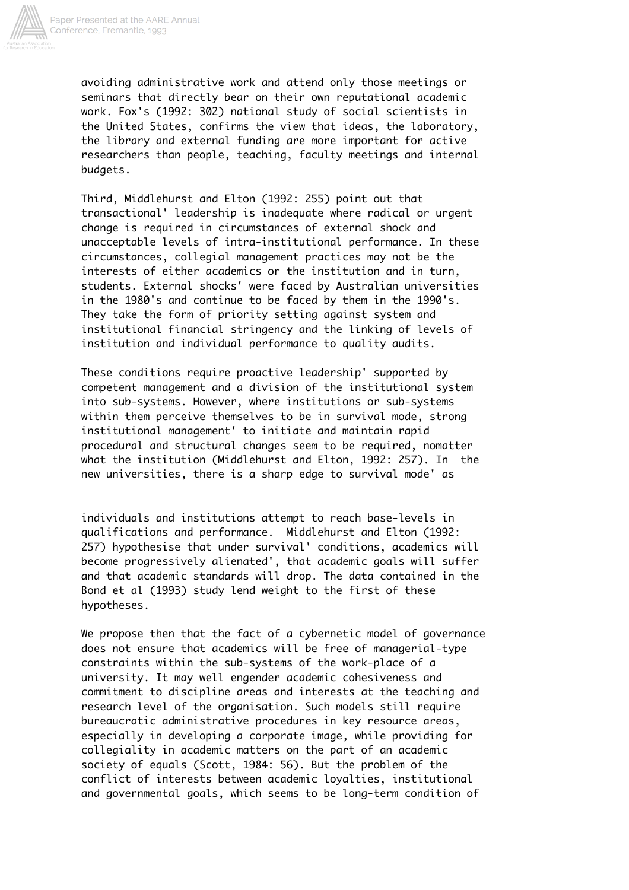avoiding administrative work and attend only those meetings or seminars that directly bear on their own reputational academic work. Fox's (1992: 302) national study of social scientists in the United States, confirms the view that ideas, the laboratory, the library and external funding are more important for active researchers than people, teaching, faculty meetings and internal budgets.

Third, Middlehurst and Elton (1992: 255) point out that transactional' leadership is inadequate where radical or urgent change is required in circumstances of external shock and unacceptable levels of intra-institutional performance. In these circumstances, collegial management practices may not be the interests of either academics or the institution and in turn, students. External shocks' were faced by Australian universities in the 1980's and continue to be faced by them in the 1990's. They take the form of priority setting against system and institutional financial stringency and the linking of levels of institution and individual performance to quality audits.

These conditions require proactive leadership' supported by competent management and a division of the institutional system into sub-systems. However, where institutions or sub-systems within them perceive themselves to be in survival mode, strong institutional management' to initiate and maintain rapid procedural and structural changes seem to be required, nomatter what the institution (Middlehurst and Elton, 1992: 257). In the new universities, there is a sharp edge to survival mode' as individuals and institutions attempt to reach base-levels in qualifications and performance. Middlehurst and Elton (1992: 257) hypothesise that under survival' conditions, academics will become progressively alienated', that academic goals will suffer and that academic standards will drop. The data contained in the Bond et al (1993) study lend weight to the first of these hypotheses.

We propose then that the fact of a cybernetic model of governance does not ensure that academics will be free of managerial-type constraints within the sub-systems of the work-place of a university. It may well engender academic cohesiveness and commitment to discipline areas and interests at the teaching and research level of the organisation. Such models still require bureaucratic administrative procedures in key resource areas, especially in developing a corporate image, while providing for collegiality in academic matters on the part of an academic society of equals (Scott, 1984: 56). But the problem of the conflict of interests between academic loyalties, institutional and governmental goals, which seems to be long-term condition of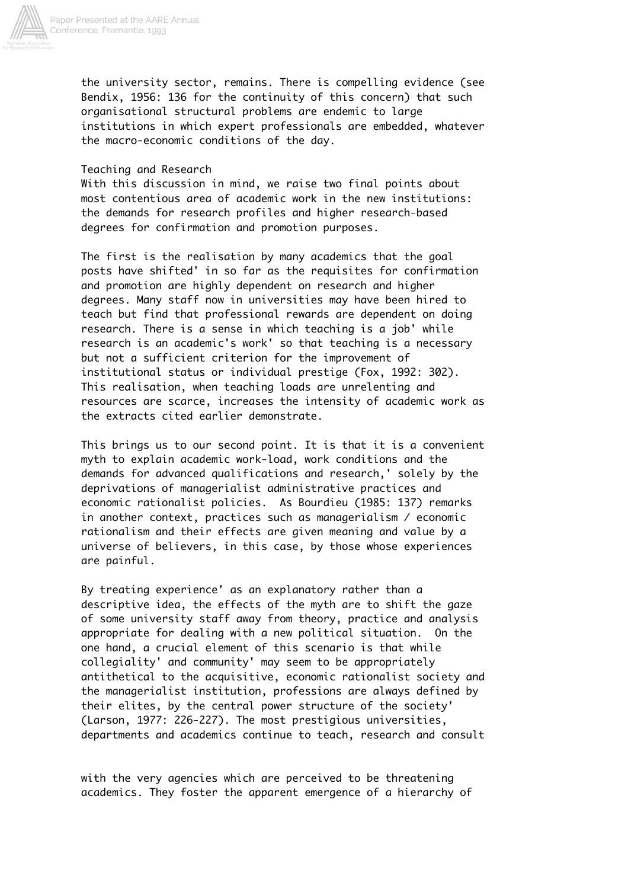the university sector, remains. There is compelling evidence (see Bendix, 1956: 136 for the continuity of this concern) that such organisational structural problems are endemic to large institutions in which expert professionals are embedded, whatever the macro-economic conditions of the day.

## Teaching and Research

With this discussion in mind, we raise two final points about most contentious area of academic work in the new institutions: the demands for research profiles and higher research-based degrees for confirmation and promotion purposes.

The first is the realisation by many academics that the goal posts have shifted' in so far as the requisites for confirmation and promotion are highly dependent on research and higher degrees. Many staff now in universities may have been hired to teach but find that professional rewards are dependent on doing research. There is a sense in which teaching is a job' while research is an academic's work' so that teaching is a necessary but not a sufficient criterion for the improvement of institutional status or individual prestige (Fox, 1992: 302). This realisation, when teaching loads are unrelenting and resources are scarce, increases the intensity of academic work as the extracts cited earlier demonstrate.

This brings us to our second point. It is that it is a convenient myth to explain academic work-load, work conditions and the demands for advanced qualifications and research,' solely by the deprivations of managerialist administrative practices and economic rationalist policies. As Bourdieu (1985: 137) remarks in another context, practices such as managerialism / economic rationalism and their effects are given meaning and value by a universe of believers, in this case, by those whose experiences are painful.

By treating experience' as an explanatory rather than a descriptive idea, the effects of the myth are to shift the gaze of some university staff away from theory, practice and analysis appropriate for dealing with a new political situation. On the one hand, a crucial element of this scenario is that while collegiality' and community' may seem to be appropriately antithetical to the acquisitive, economic rationalist society and the managerialist institution, professions are always defined by their elites, by the central power structure of the society' (Larson, 1977: 226-227). The most prestigious universities, departments and academics continue to teach, research and consult

with the very agencies which are perceived to be threatening academics. They foster the apparent emergence of a hierarchy of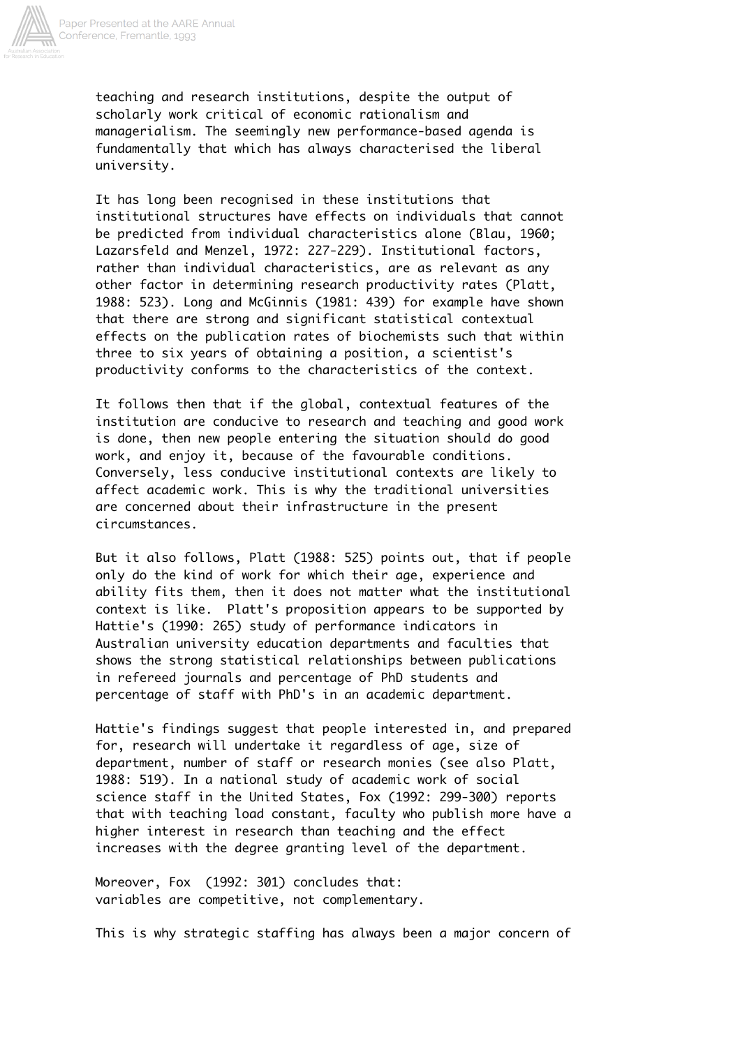teaching and research institutions, despite the output of scholarly work critical of economic rationalism and managerialism. The seemingly new performance-based agenda is fundamentally that which has always characterised the liberal university.

It has long been recognised in these institutions that institutional structures have effects on individuals that cannot be predicted from individual characteristics alone (Blau, 1960; Lazarsfeld and Menzel, 1972: 227-229). Institutional factors, rather than individual characteristics, are as relevant as any other factor in determining research productivity rates (Platt, 1988: 523). Long and McGinnis (1981: 439) for example have shown that there are strong and significant statistical contextual effects on the publication rates of biochemists such that within three to six years of obtaining a position, a scientist's productivity conforms to the characteristics of the context.

It follows then that if the global, contextual features of the institution are conducive to research and teaching and good work is done, then new people entering the situation should do good work, and enjoy it, because of the favourable conditions. Conversely, less conducive institutional contexts are likely to affect academic work. This is why the traditional universities are concerned about their infrastructure in the present circumstances.

But it also follows, Platt (1988: 525) points out, that if people only do the kind of work for which their age, experience and ability fits them, then it does not matter what the institutional context is like. Platt's proposition appears to be supported by Hattie's (1990: 265) study of performance indicators in Australian university education departments and faculties that shows the strong statistical relationships between publications in refereed journals and percentage of PhD students and percentage of staff with PhD's in an academic department.

Hattie's findings suggest that people interested in, and prepared for, research will undertake it regardless of age, size of department, number of staff or research monies (see also Platt, 1988: 519). In a national study of academic work of social science staff in the United States, Fox (1992: 299-300) reports that with teaching load constant, faculty who publish more have a higher interest in research than teaching and the effect increases with the degree granting level of the department.

Moreover, Fox (1992: 301) concludes that:
variables are competitive, not complementary.

This is why strategic staffing has always been a major concern of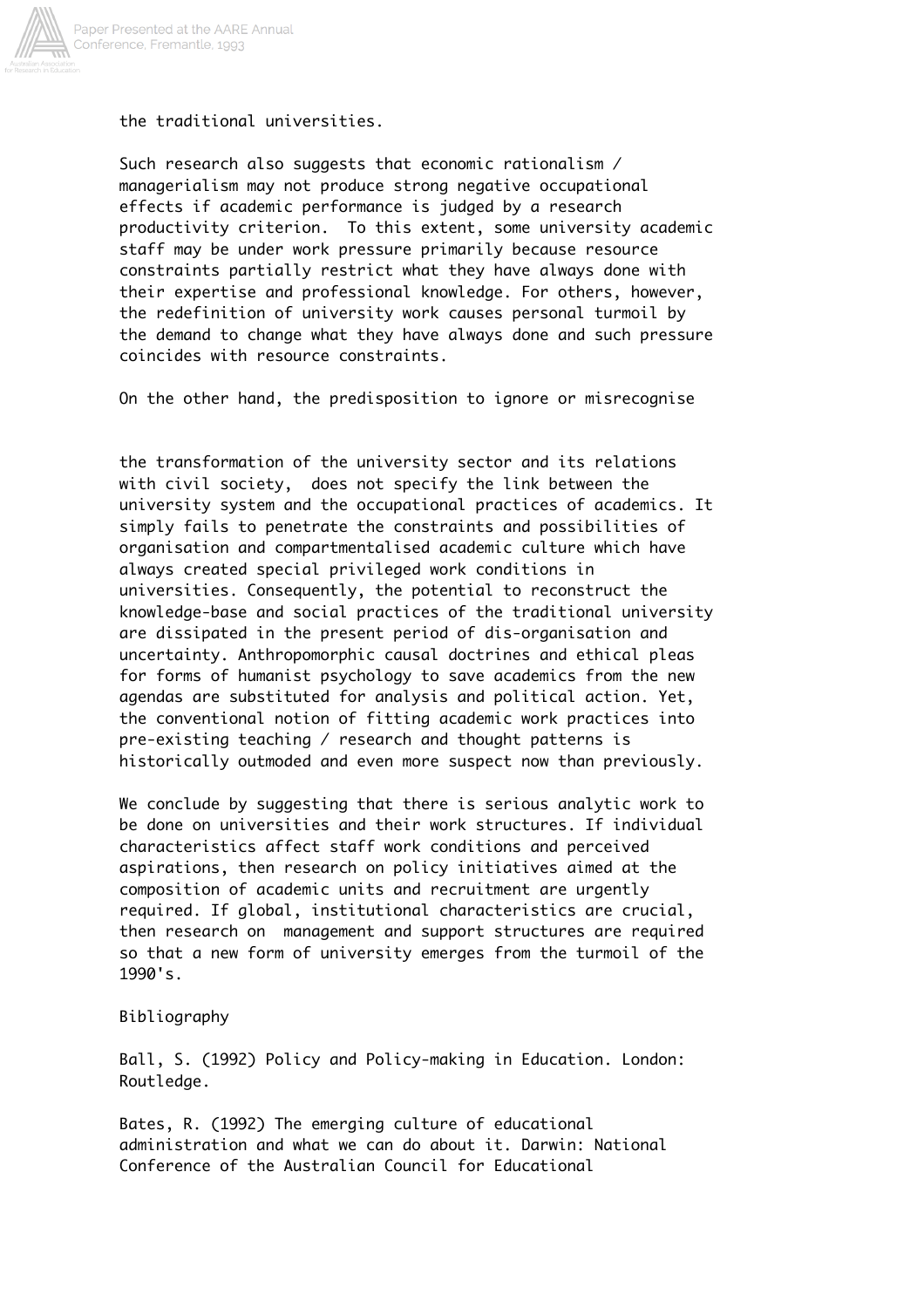the traditional universities.

Such research also suggests that economic rationalism / managerialism may not produce strong negative occupational effects if academic performance is judged by a research productivity criterion. To this extent, some university academic staff may be under work pressure primarily because resource constraints partially restrict what they have always done with their expertise and professional knowledge. For others, however, the redefinition of university work causes personal turmoil by the demand to change what they have always done and such pressure coincides with resource constraints.

On the other hand, the predisposition to ignore or misrecognise

the transformation of the university sector and its relations with civil society, does not specify the link between the university system and the occupational practices of academics. It simply fails to penetrate the constraints and possibilities of organisation and compartmentalised academic culture which have always created special privileged work conditions in universities. Consequently, the potential to reconstruct the knowledge-base and social practices of the traditional university are dissipated in the present period of dis-organisation and uncertainty. Anthropomorphic causal doctrines and ethical pleas for forms of humanist psychology to save academics from the new agendas are substituted for analysis and political action. Yet, the conventional notion of fitting academic work practices into pre-existing teaching / research and thought patterns is historically outmoded and even more suspect now than previously.

We conclude by suggesting that there is serious analytic work to be done on universities and their work structures. If individual characteristics affect staff work conditions and perceived aspirations, then research on policy initiatives aimed at the composition of academic units and recruitment are urgently required. If global, institutional characteristics are crucial, then research on management and support structures are required so that a new form of university emerges from the turmoil of the 1990's.

Bibliography

Ball, S. (1992) Policy and Policy-making in Education. London: Routledge.

Bates, R. (1992) The emerging culture of educational administration and what we can do about it. Darwin: National Conference of the Australian Council for Educational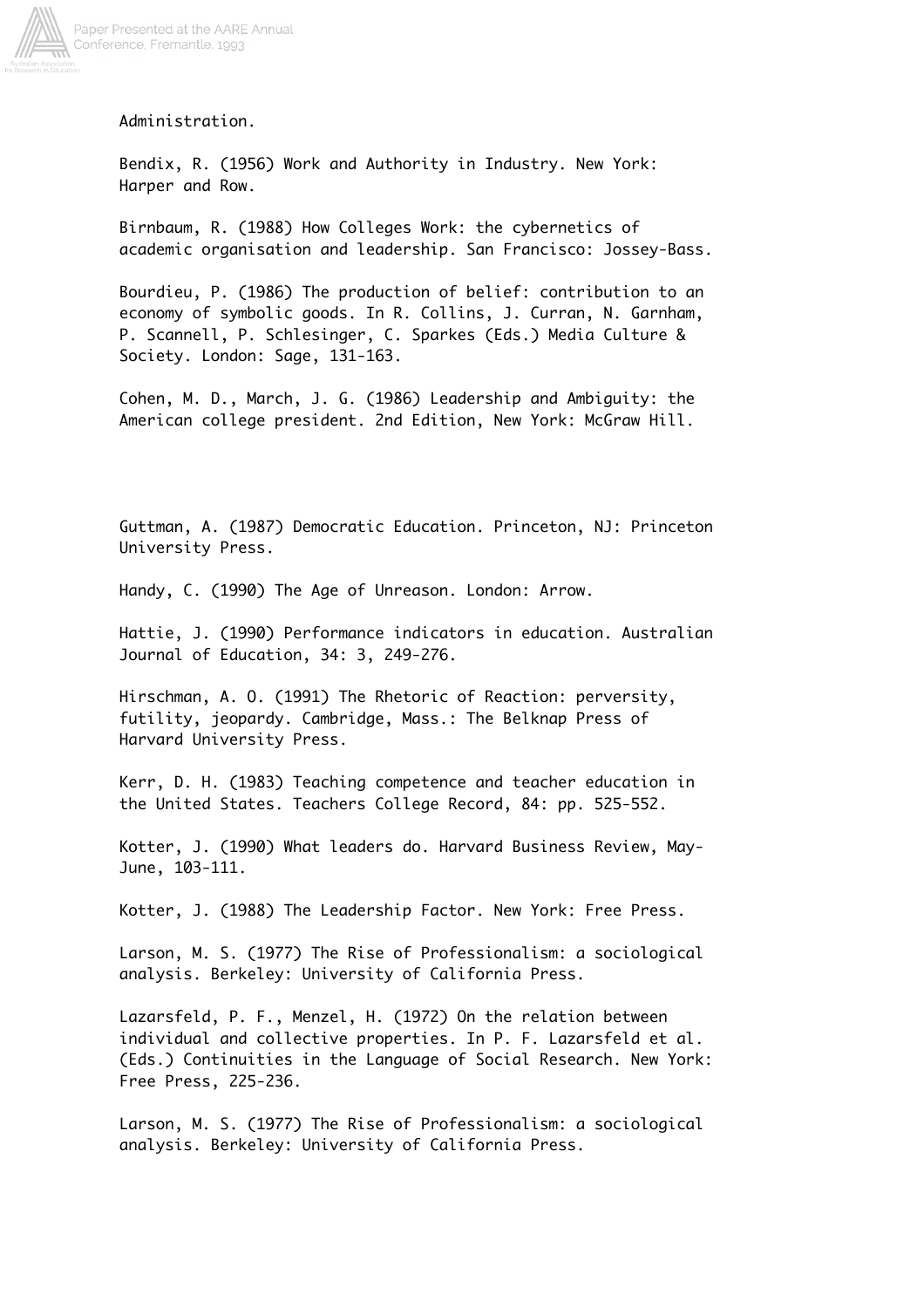Administration.

Bendix, R. (1956) Work and Authority in Industry. New York: Harper and Row.

Birnbaum, R. (1988) How Colleges Work: the cybernetics of academic organisation and leadership. San Francisco: Jossey-Bass.

Bourdieu, P. (1986) The production of belief: contribution to an economy of symbolic goods. In R. Collins, J. Curran, N. Garnham, P. Scannell, P. Schlesinger, C. Sparkes (Eds.) Media Culture & Society. London: Sage, 131-163.

Cohen, M. D., March, J. G. (1986) Leadership and Ambiguity: the American college president. 2nd Edition, New York: McGraw Hill.

Guttman, A. (1987) Democratic Education. Princeton, NJ: Princeton University Press.

Handy, C. (1990) The Age of Unreason. London: Arrow.

Hattie, J. (1990) Performance indicators in education. Australian Journal of Education, 34: 3, 249-276.

Hirschman, A. O. (1991) The Rhetoric of Reaction: perversity, futility, jeopardy. Cambridge, Mass.: The Belknap Press of Harvard University Press.

Kerr, D. H. (1983) Teaching competence and teacher education in the United States. Teachers College Record, 84: pp. 525-552.

Kotter, J. (1990) What leaders do. Harvard Business Review, May-June, 103-111.

Kotter, J. (1988) The Leadership Factor. New York: Free Press.

Larson, M. S. (1977) The Rise of Professionalism: a sociological analysis. Berkeley: University of California Press.

Lazarsfeld, P. F., Menzel, H. (1972) On the relation between individual and collective properties. In P. F. Lazarsfeld et al. (Eds.) Continuities in the Language of Social Research. New York: Free Press, 225-236.

Larson, M. S. (1977) The Rise of Professionalism: a sociological analysis. Berkeley: University of California Press.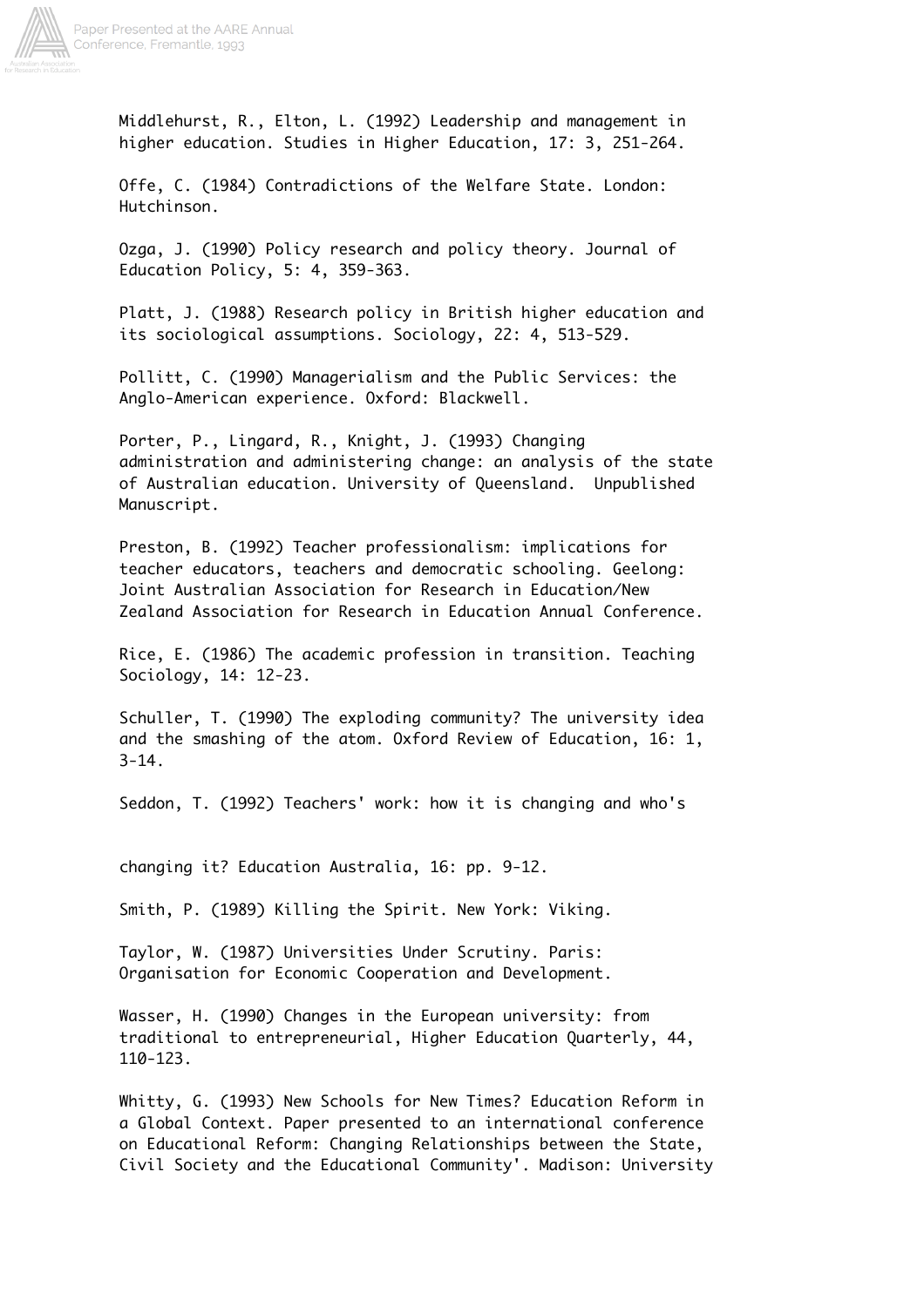Middlehurst, R., Elton, L. (1992) Leadership and management in higher education. Studies in Higher Education, 17: 3, 251-264.

Offe, C. (1984) Contradictions of the Welfare State. London: Hutchinson.

Ozga, J. (1990) Policy research and policy theory. Journal of Education Policy, 5: 4, 359-363.

Platt, J. (1988) Research policy in British higher education and its sociological assumptions. Sociology, 22: 4, 513-529.

Pollitt, C. (1990) Managerialism and the Public Services: the Anglo-American experience. Oxford: Blackwell.

Porter, P., Lingard, R., Knight, J. (1993) Changing administration and administering change: an analysis of the state of Australian education. University of Queensland. Unpublished Manuscript.

Preston, B. (1992) Teacher professionalism: implications for teacher educators, teachers and democratic schooling. Geelong: Joint Australian Association for Research in Education/New Zealand Association for Research in Education Annual Conference.

Rice, E. (1986) The academic profession in transition. Teaching Sociology, 14: 12-23.

Schuller, T. (1990) The exploding community? The university idea and the smashing of the atom. Oxford Review of Education, 16: 1, 3-14.

Seddon, T. (1992) Teachers' work: how it is changing and who's changing it? Education Australia, 16: pp. 9-12.

Smith, P. (1989) Killing the Spirit. New York: Viking.

Taylor, W. (1987) Universities Under Scrutiny. Paris: Organisation for Economic Cooperation and Development.

Wasser, H. (1990) Changes in the European university: from traditional to entrepreneurial, Higher Education Quarterly, 44, 110-123.

Whitty, G. (1993) New Schools for New Times? Education Reform in a Global Context. Paper presented to an international conference on Educational Reform: Changing Relationships between the State, Civil Society and the Educational Community'. Madison: University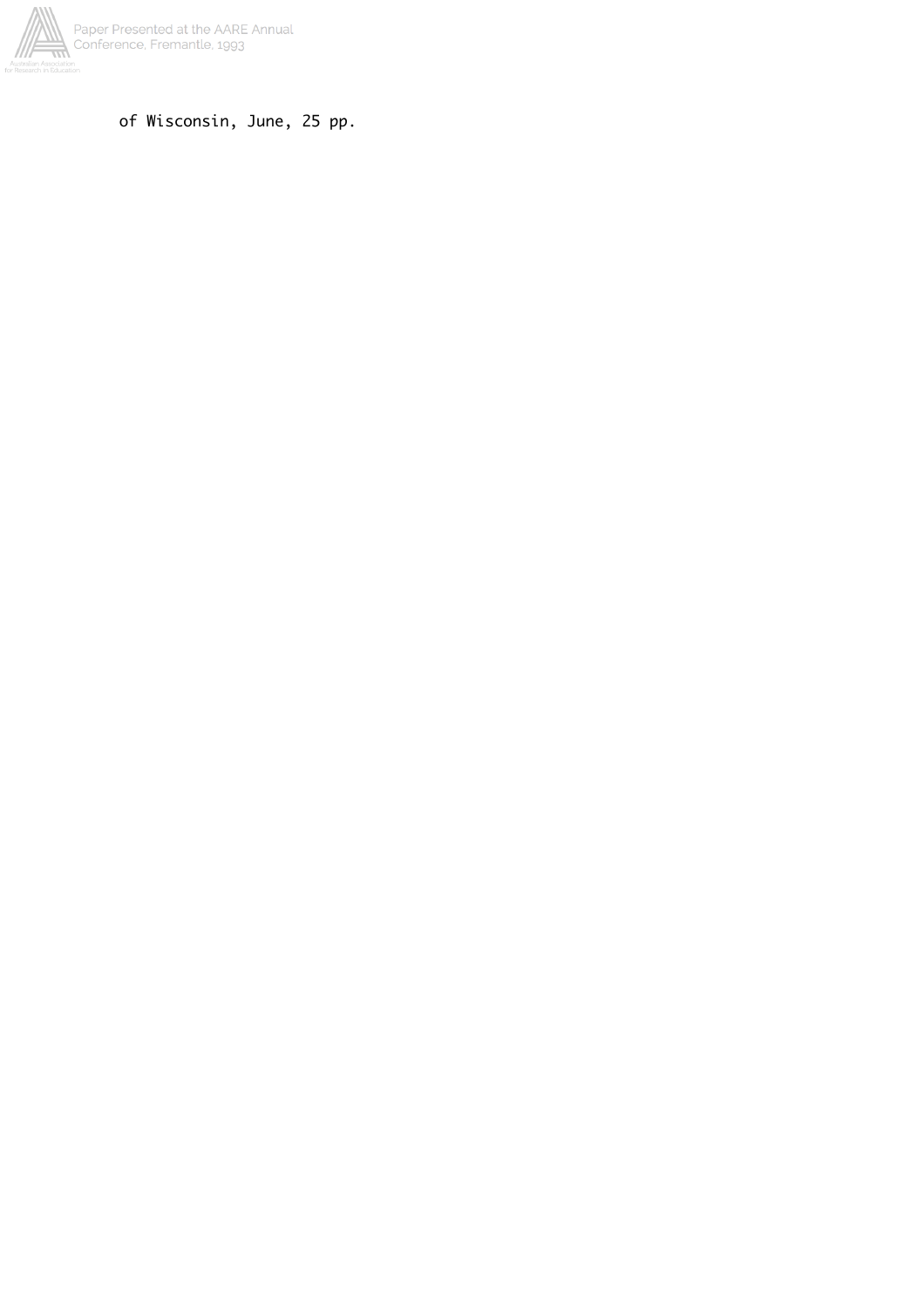of Wisconsin, June, 25 pp.